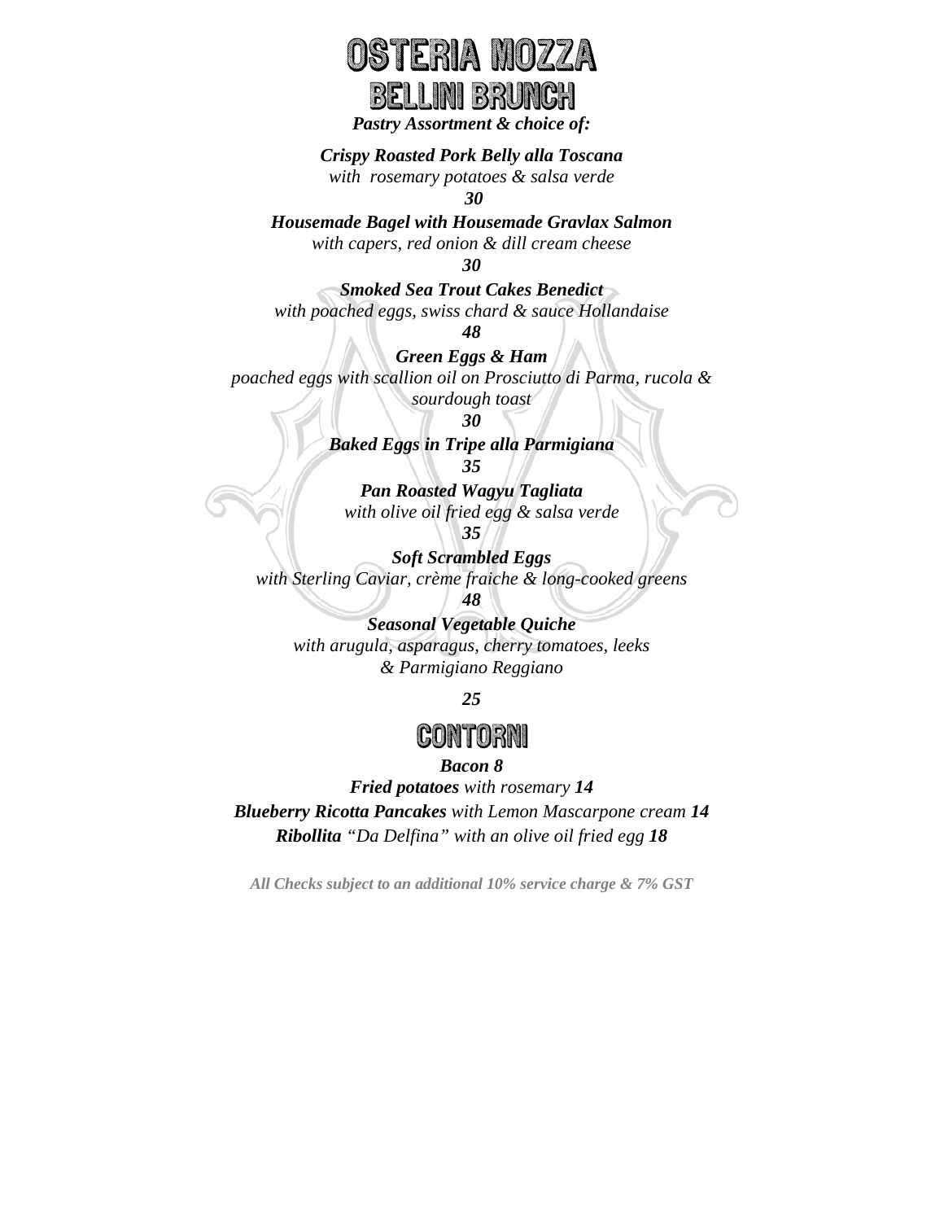# OSTERIA MOZZA

## BELLINI BRUNCH

***Pastry Assortment & choice of:***

***Crispy Roasted Pork Belly alla Toscana***
*with rosemary potatoes & salsa verde*
***30***

***Housemade Bagel with Housemade Gravlax Salmon***
*with capers, red onion & dill cream cheese*
***30***

***Smoked Sea Trout Cakes Benedict***
*with poached eggs, swiss chard & sauce Hollandaise*
***48***

***Green Eggs & Ham***
*poached eggs with scallion oil on Prosciutto di Parma, rucola & sourdough toast*
***30***

***Baked Eggs in Tripe alla Parmigiana***
***35***

***Pan Roasted Wagyu Tagliata***
*with olive oil fried egg & salsa verde*
***35***

***Soft Scrambled Eggs***
*with Sterling Caviar, crème fraiche & long-cooked greens*
***48***

***Seasonal Vegetable Quiche***
*with arugula, asparagus, cherry tomatoes, leeks & Parmigiano Reggiano*

***25***

## CONTORNI

***Bacon 8***

***Fried potatoes*** *with rosemary* ***14***

***Blueberry Ricotta Pancakes*** *with Lemon Mascarpone cream* ***14***

***Ribollita*** *"Da Delfina" with an olive oil fried egg* ***18***

***All Checks subject to an additional 10% service charge & 7% GST***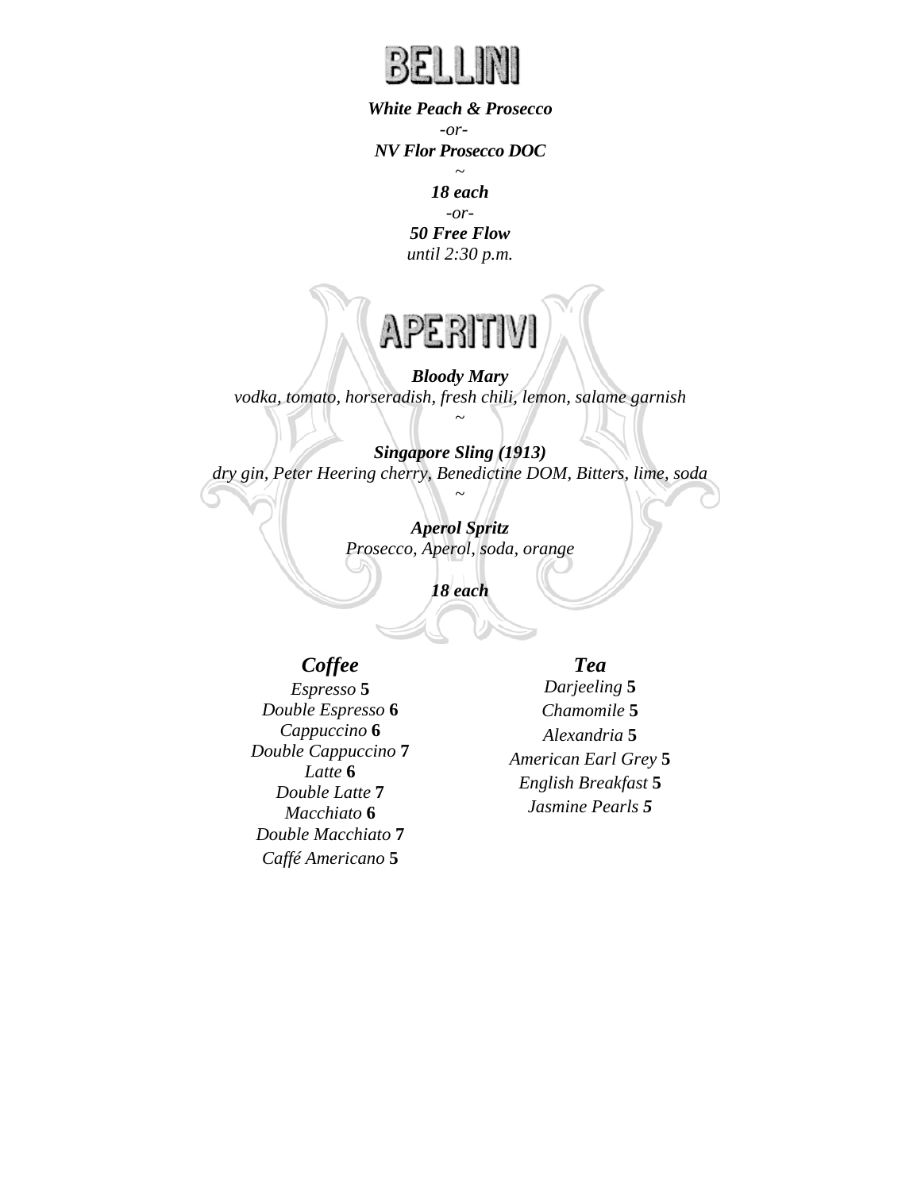# BELLINI

***White Peach & Prosecco***

*-or-*

***NV Flor Prosecco DOC***

~

***18 each***

*-or-*

***50 Free Flow***

*until 2:30 p.m.*

# APERITIVI

***Bloody Mary***

*vodka, tomato, horseradish, fresh chili, lemon, salame garnish*

~

***Singapore Sling (1913)***

*dry gin, Peter Heering cherry, Benedictine DOM, Bitters, lime, soda*

~

***Aperol Spritz***

*Prosecco, Aperol, soda, orange*

***18 each***

## *Coffee*

*Espresso* **5**
*Double Espresso* **6**
*Cappuccino* **6**
*Double Cappuccino* **7**
*Latte* **6**
*Double Latte* **7**
*Macchiato* **6**
*Double Macchiato* **7**
*Caffé Americano* **5**

## *Tea*

*Darjeeling* **5**
*Chamomile* **5**
*Alexandria* **5**
*American Earl Grey* **5**
*English Breakfast* **5**
*Jasmine Pearls* ***5***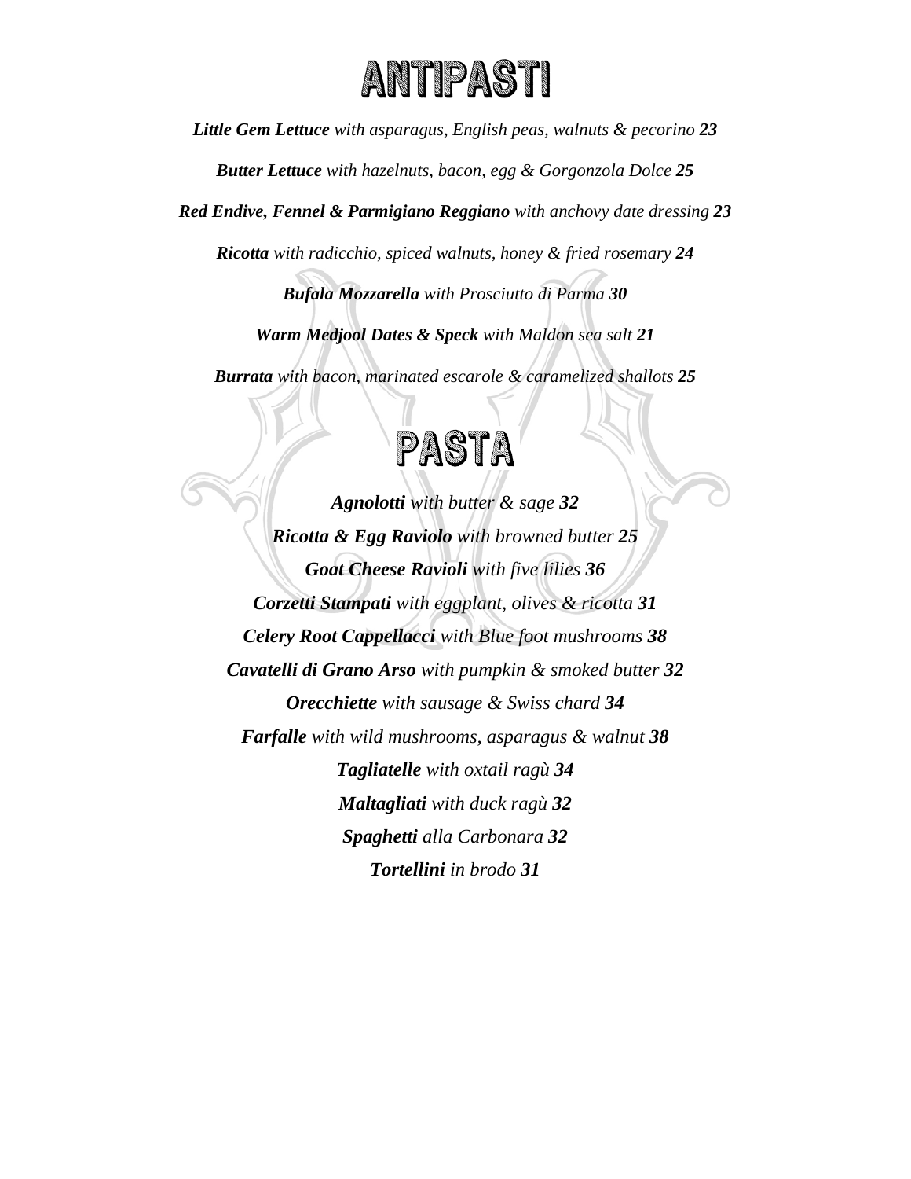# ANTIPASTI

***Little Gem Lettuce*** *with asparagus, English peas, walnuts & pecorino* ***23***

***Butter Lettuce*** *with hazelnuts, bacon, egg & Gorgonzola Dolce* ***25***

***Red Endive, Fennel & Parmigiano Reggiano*** *with anchovy date dressing* ***23***

***Ricotta*** *with radicchio, spiced walnuts, honey & fried rosemary* ***24***

***Bufala Mozzarella*** *with Prosciutto di Parma* ***30***

***Warm Medjool Dates & Speck*** *with Maldon sea salt* ***21***

***Burrata*** *with bacon, marinated escarole & caramelized shallots* ***25***

# PASTA

***Agnolotti*** *with butter & sage* ***32***

***Ricotta & Egg Raviolo*** *with browned butter* ***25***

***Goat Cheese Ravioli*** *with five lilies* ***36***

***Corzetti Stampati*** *with eggplant, olives & ricotta* ***31***

***Celery Root Cappellacci*** *with Blue foot mushrooms* ***38***

***Cavatelli di Grano Arso*** *with pumpkin & smoked butter* ***32***

***Orecchiette*** *with sausage & Swiss chard* ***34***

***Farfalle*** *with wild mushrooms, asparagus & walnut* ***38***

***Tagliatelle*** *with oxtail ragù* ***34***

***Maltagliati*** *with duck ragù* ***32***

***Spaghetti*** *alla Carbonara* ***32***

***Tortellini*** *in brodo* ***31***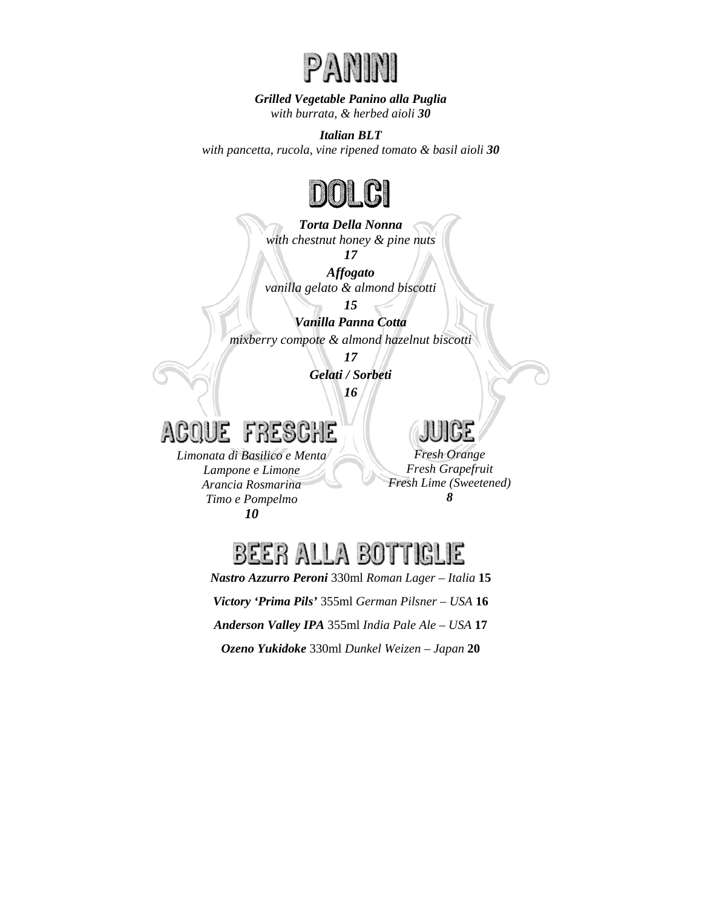# PANINI

***Grilled Vegetable Panino alla Puglia***
*with burrata, & herbed aioli* ***30***

***Italian BLT***
*with pancetta, rucola, vine ripened tomato & basil aioli* ***30***

# DOLCI

***Torta Della Nonna***
*with chestnut honey & pine nuts*
***17***

***Affogato***
*vanilla gelato & almond biscotti*
***15***

***Vanilla Panna Cotta***
*mixberry compote & almond hazelnut biscotti*
***17***

***Gelati / Sorbeti***
***16***

# ACQUE FRESCHE

*Limonata di Basilico e Menta*
*Lampone e Limone*
*Arancia Rosmarina*
*Timo e Pompelmo*
***10***

# JUICE

*Fresh Orange*
*Fresh Grapefruit*
*Fresh Lime (Sweetened)*
***8***

# BEER ALLA BOTTIGLIE

***Nastro Azzurro Peroni*** 330ml *Roman Lager – Italia* **15**

***Victory 'Prima Pils'*** 355ml *German Pilsner – USA* **16**

***Anderson Valley IPA*** 355ml *India Pale Ale – USA* **17**

***Ozeno Yukidoke*** 330ml *Dunkel Weizen – Japan* **20**